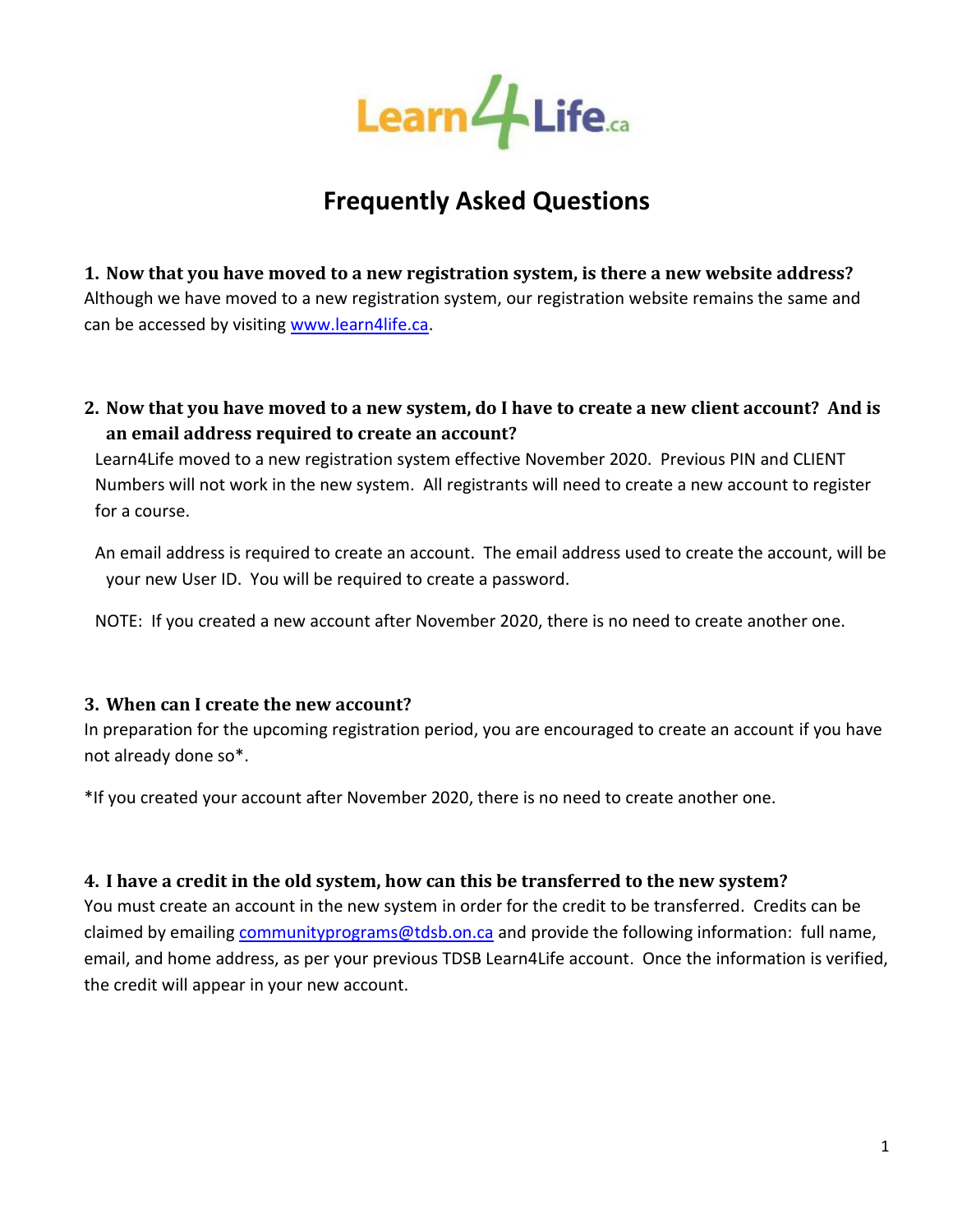Learn4Life.ca

# Frequently Asked Questions

**1. Now that you have moved to a new registration system, is there a new website address?**

Although we have moved to a new registration system, our registration website remains the same and can be accessed by visiting www.learn4life.ca.

**2. Now that you have moved to a new system, do I have to create a new client account? And is an email address required to create an account?**

Learn4Life moved to a new registration system effective November 2020. Previous PIN and CLIENT Numbers will not work in the new system. All registrants will need to create a new account to register for a course.

An email address is required to create an account. The email address used to create the account, will be your new User ID. You will be required to create a password.

NOTE: If you created a new account after November 2020, there is no need to create another one.

**3. When can I create the new account?**

In preparation for the upcoming registration period, you are encouraged to create an account if you have not already done so*.

*If you created your account after November 2020, there is no need to create another one.

**4. I have a credit in the old system, how can this be transferred to the new system?**

You must create an account in the new system in order for the credit to be transferred. Credits can be claimed by emailing communityprograms@tdsb.on.ca and provide the following information: full name, email, and home address, as per your previous TDSB Learn4Life account. Once the information is verified, the credit will appear in your new account.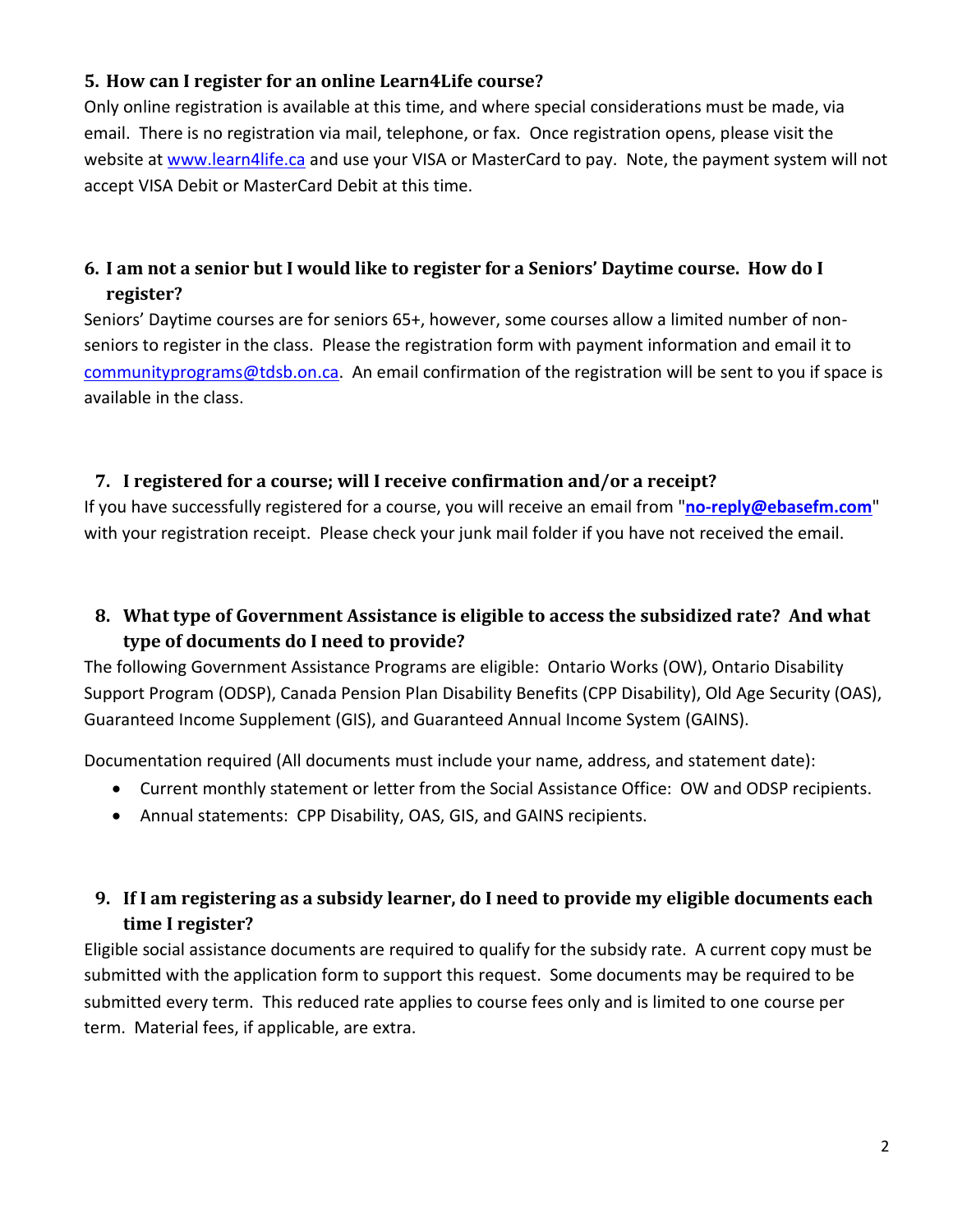### 5. How can I register for an online Learn4Life course?

Only online registration is available at this time, and where special considerations must be made, via email. There is no registration via mail, telephone, or fax. Once registration opens, please visit the website at [www.learn4life.ca](http://www.learn4life.ca) and use your VISA or MasterCard to pay. Note, the payment system will not accept VISA Debit or MasterCard Debit at this time.

### 6. I am not a senior but I would like to register for a Seniors' Daytime course. How do I register?

Seniors' Daytime courses are for seniors 65+, however, some courses allow a limited number of non-seniors to register in the class. Please the registration form with payment information and email it to [communityprograms@tdsb.on.ca](mailto:communityprograms@tdsb.on.ca). An email confirmation of the registration will be sent to you if space is available in the class.

### 7. I registered for a course; will I receive confirmation and/or a receipt?

If you have successfully registered for a course, you will receive an email from "**[no-reply@ebasefm.com](mailto:no-reply@ebasefm.com)**" with your registration receipt. Please check your junk mail folder if you have not received the email.

### 8. What type of Government Assistance is eligible to access the subsidized rate? And what type of documents do I need to provide?

The following Government Assistance Programs are eligible: Ontario Works (OW), Ontario Disability Support Program (ODSP), Canada Pension Plan Disability Benefits (CPP Disability), Old Age Security (OAS), Guaranteed Income Supplement (GIS), and Guaranteed Annual Income System (GAINS).

Documentation required (All documents must include your name, address, and statement date):

- Current monthly statement or letter from the Social Assistance Office: OW and ODSP recipients.
- Annual statements: CPP Disability, OAS, GIS, and GAINS recipients.

### 9. If I am registering as a subsidy learner, do I need to provide my eligible documents each time I register?

Eligible social assistance documents are required to qualify for the subsidy rate. A current copy must be submitted with the application form to support this request. Some documents may be required to be submitted every term. This reduced rate applies to course fees only and is limited to one course per term. Material fees, if applicable, are extra.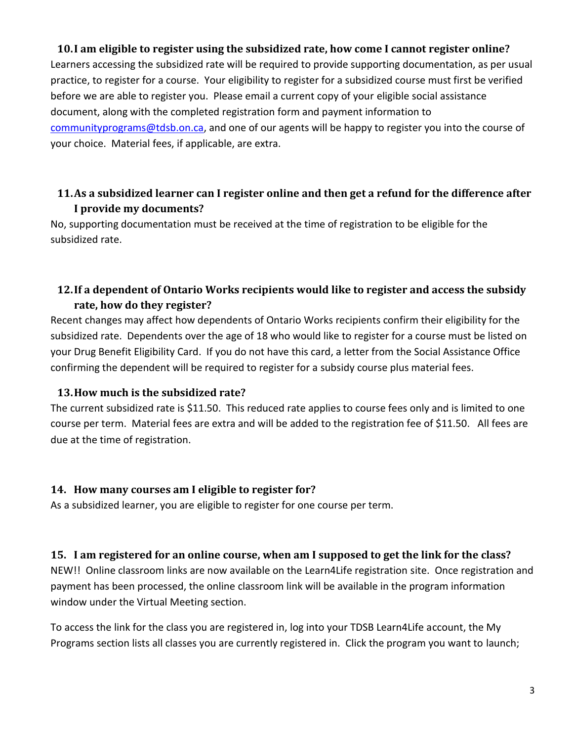### 10. I am eligible to register using the subsidized rate, how come I cannot register online?

Learners accessing the subsidized rate will be required to provide supporting documentation, as per usual practice, to register for a course. Your eligibility to register for a subsidized course must first be verified before we are able to register you. Please email a current copy of your eligible social assistance document, along with the completed registration form and payment information to communityprograms@tdsb.on.ca, and one of our agents will be happy to register you into the course of your choice. Material fees, if applicable, are extra.

### 11. As a subsidized learner can I register online and then get a refund for the difference after I provide my documents?

No, supporting documentation must be received at the time of registration to be eligible for the subsidized rate.

### 12. If a dependent of Ontario Works recipients would like to register and access the subsidy rate, how do they register?

Recent changes may affect how dependents of Ontario Works recipients confirm their eligibility for the subsidized rate. Dependents over the age of 18 who would like to register for a course must be listed on your Drug Benefit Eligibility Card. If you do not have this card, a letter from the Social Assistance Office confirming the dependent will be required to register for a subsidy course plus material fees.

### 13. How much is the subsidized rate?

The current subsidized rate is $11.50. This reduced rate applies to course fees only and is limited to one course per term. Material fees are extra and will be added to the registration fee of $11.50. All fees are due at the time of registration.

### 14. How many courses am I eligible to register for?

As a subsidized learner, you are eligible to register for one course per term.

### 15. I am registered for an online course, when am I supposed to get the link for the class?

NEW!! Online classroom links are now available on the Learn4Life registration site. Once registration and payment has been processed, the online classroom link will be available in the program information window under the Virtual Meeting section.

To access the link for the class you are registered in, log into your TDSB Learn4Life account, the My Programs section lists all classes you are currently registered in. Click the program you want to launch;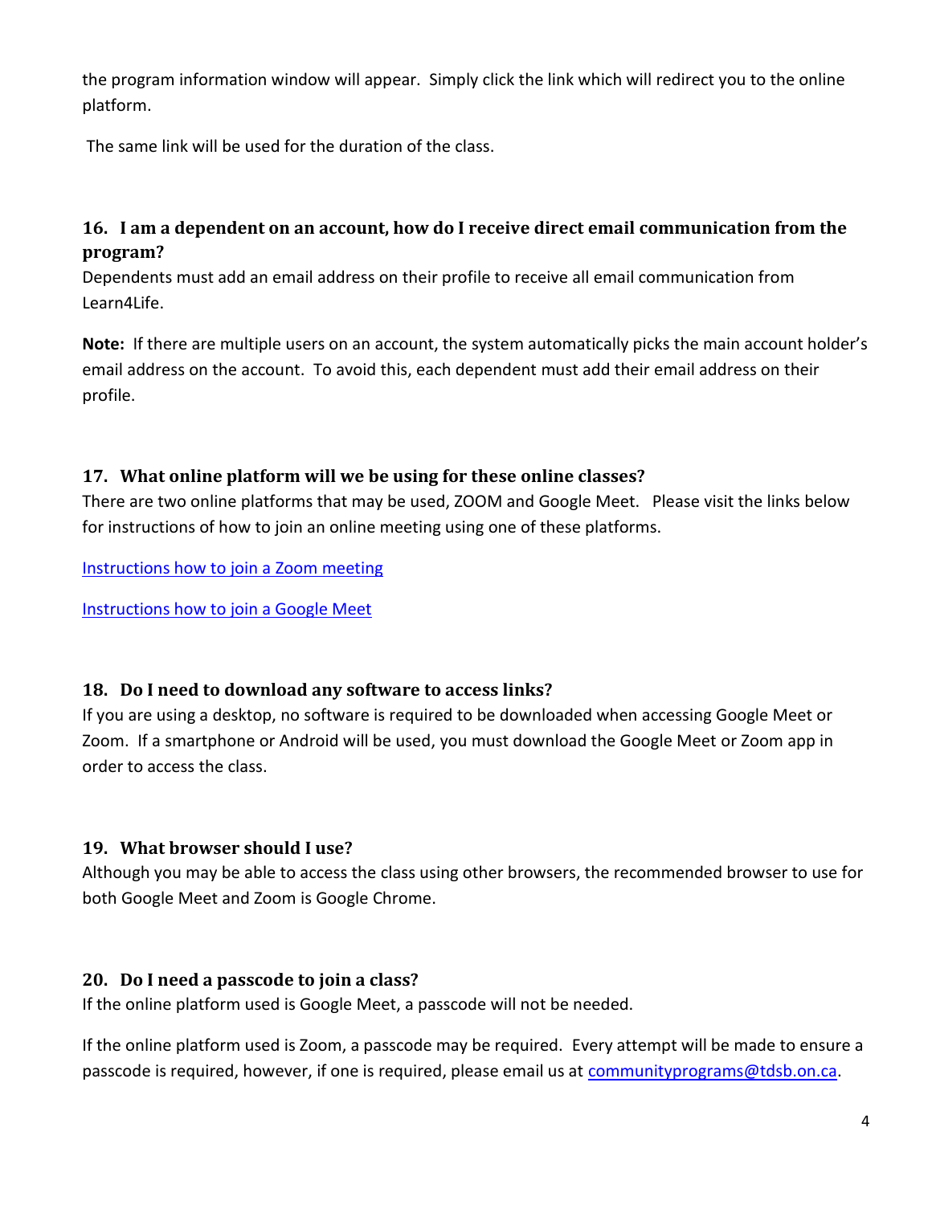the program information window will appear. Simply click the link which will redirect you to the online platform.

The same link will be used for the duration of the class.

### 16. I am a dependent on an account, how do I receive direct email communication from the program?

Dependents must add an email address on their profile to receive all email communication from Learn4Life.

**Note:** If there are multiple users on an account, the system automatically picks the main account holder's email address on the account. To avoid this, each dependent must add their email address on their profile.

### 17. What online platform will we be using for these online classes?

There are two online platforms that may be used, ZOOM and Google Meet. Please visit the links below for instructions of how to join an online meeting using one of these platforms.

[Instructions how to join a Zoom meeting]()

[Instructions how to join a Google Meet]()

### 18. Do I need to download any software to access links?

If you are using a desktop, no software is required to be downloaded when accessing Google Meet or Zoom. If a smartphone or Android will be used, you must download the Google Meet or Zoom app in order to access the class.

### 19. What browser should I use?

Although you may be able to access the class using other browsers, the recommended browser to use for both Google Meet and Zoom is Google Chrome.

### 20. Do I need a passcode to join a class?

If the online platform used is Google Meet, a passcode will not be needed.

If the online platform used is Zoom, a passcode may be required. Every attempt will be made to ensure a passcode is required, however, if one is required, please email us at communityprograms@tdsb.on.ca.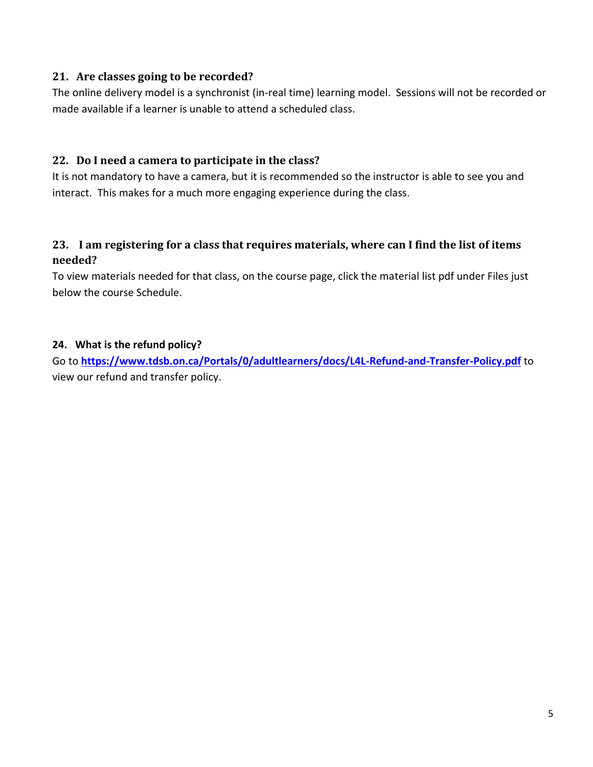### 21. Are classes going to be recorded?

The online delivery model is a synchronist (in-real time) learning model. Sessions will not be recorded or made available if a learner is unable to attend a scheduled class.

### 22. Do I need a camera to participate in the class?

It is not mandatory to have a camera, but it is recommended so the instructor is able to see you and interact. This makes for a much more engaging experience during the class.

### 23. I am registering for a class that requires materials, where can I find the list of items needed?

To view materials needed for that class, on the course page, click the material list pdf under Files just below the course Schedule.

### 24. What is the refund policy?

Go to **https://www.tdsb.on.ca/Portals/0/adultlearners/docs/L4L-Refund-and-Transfer-Policy.pdf** to view our refund and transfer policy.